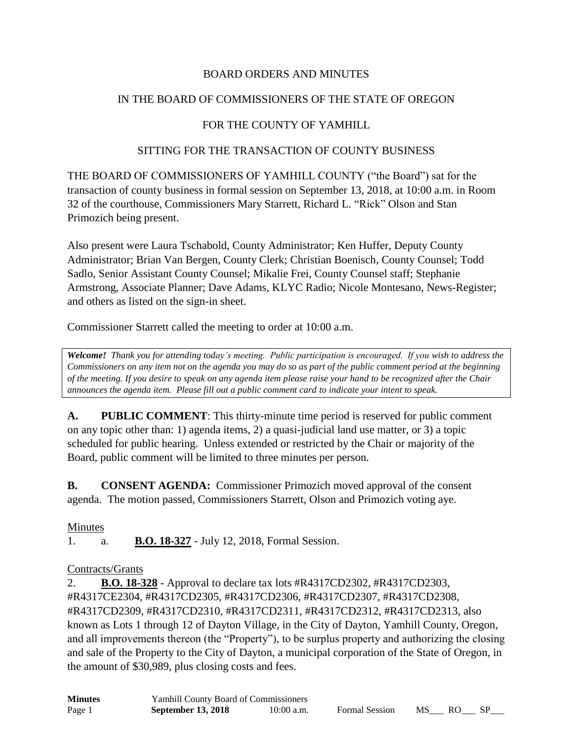BOARD ORDERS AND MINUTES

IN THE BOARD OF COMMISSIONERS OF THE STATE OF OREGON

FOR THE COUNTY OF YAMHILL

SITTING FOR THE TRANSACTION OF COUNTY BUSINESS

THE BOARD OF COMMISSIONERS OF YAMHILL COUNTY ("the Board") sat for the transaction of county business in formal session on September 13, 2018, at 10:00 a.m. in Room 32 of the courthouse, Commissioners Mary Starrett, Richard L. "Rick" Olson and Stan Primozich being present.

Also present were Laura Tschabold, County Administrator; Ken Huffer, Deputy County Administrator; Brian Van Bergen, County Clerk; Christian Boenisch, County Counsel; Todd Sadlo, Senior Assistant County Counsel; Mikalie Frei, County Counsel staff; Stephanie Armstrong, Associate Planner; Dave Adams, KLYC Radio; Nicole Montesano, News-Register; and others as listed on the sign-in sheet.

Commissioner Starrett called the meeting to order at 10:00 a.m.

***Welcome!*** *Thank you for attending today's meeting. Public participation is encouraged. If you wish to address the Commissioners on any item not on the agenda you may do so as part of the public comment period at the beginning of the meeting. If you desire to speak on any agenda item please raise your hand to be recognized after the Chair announces the agenda item. Please fill out a public comment card to indicate your intent to speak.*

**A. PUBLIC COMMENT**: This thirty-minute time period is reserved for public comment on any topic other than: 1) agenda items, 2) a quasi-judicial land use matter, or 3) a topic scheduled for public hearing. Unless extended or restricted by the Chair or majority of the Board, public comment will be limited to three minutes per person.

**B. CONSENT AGENDA:** Commissioner Primozich moved approval of the consent agenda. The motion passed, Commissioners Starrett, Olson and Primozich voting aye.

Minutes

1. a. **B.O. 18-327** - July 12, 2018, Formal Session.

Contracts/Grants

2. **B.O. 18-328** - Approval to declare tax lots #R4317CD2302, #R4317CD2303, #R4317CE2304, #R4317CD2305, #R4317CD2306, #R4317CD2307, #R4317CD2308, #R4317CD2309, #R4317CD2310, #R4317CD2311, #R4317CD2312, #R4317CD2313, also known as Lots 1 through 12 of Dayton Village, in the City of Dayton, Yamhill County, Oregon, and all improvements thereon (the "Property"), to be surplus property and authorizing the closing and sale of the Property to the City of Dayton, a municipal corporation of the State of Oregon, in the amount of $30,989, plus closing costs and fees.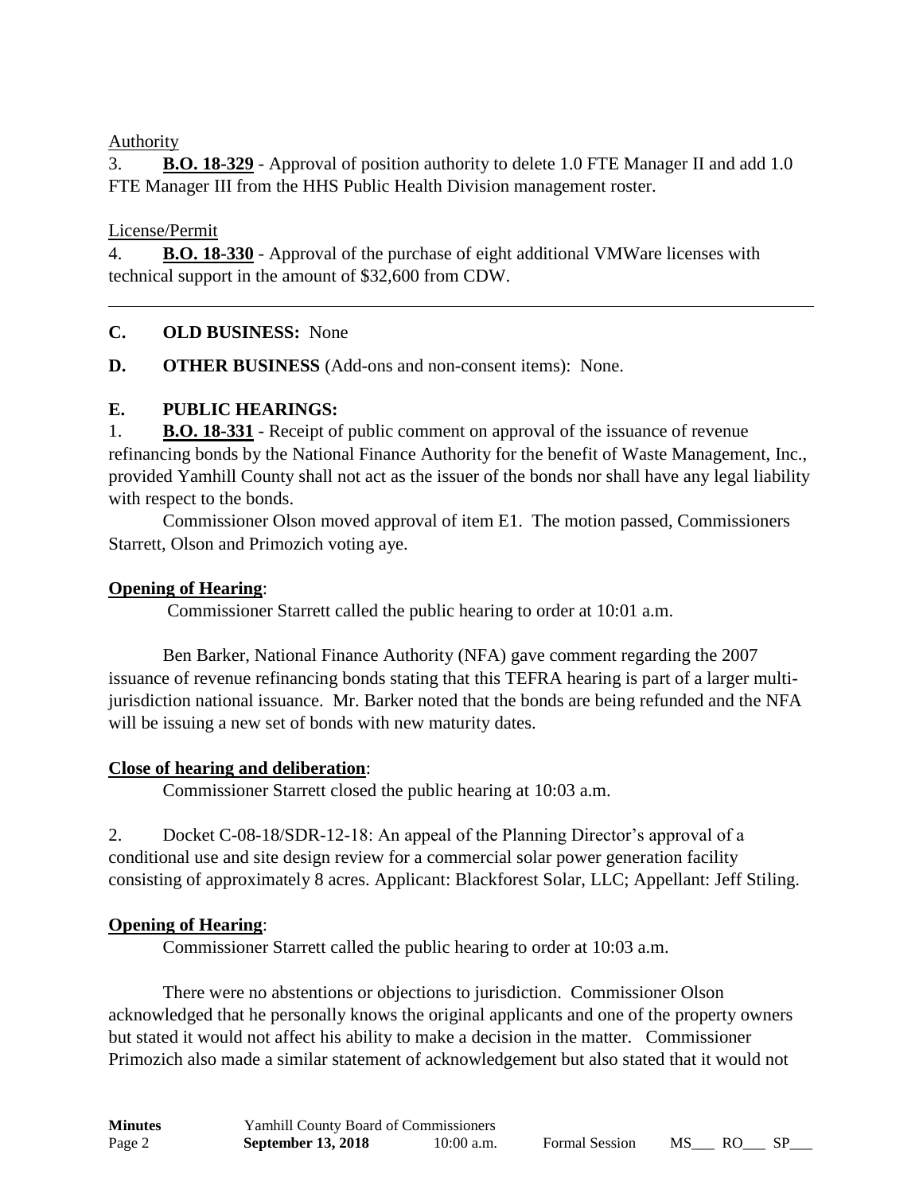Authority

3. **B.O. 18-329** - Approval of position authority to delete 1.0 FTE Manager II and add 1.0 FTE Manager III from the HHS Public Health Division management roster.

License/Permit

4. **B.O. 18-330** - Approval of the purchase of eight additional VMWare licenses with technical support in the amount of $32,600 from CDW.

---

**C. OLD BUSINESS:** None

**D. OTHER BUSINESS** (Add-ons and non-consent items): None.

**E. PUBLIC HEARINGS:**

1. **B.O. 18-331** - Receipt of public comment on approval of the issuance of revenue refinancing bonds by the National Finance Authority for the benefit of Waste Management, Inc., provided Yamhill County shall not act as the issuer of the bonds nor shall have any legal liability with respect to the bonds.

Commissioner Olson moved approval of item E1. The motion passed, Commissioners Starrett, Olson and Primozich voting aye.

**Opening of Hearing**:

Commissioner Starrett called the public hearing to order at 10:01 a.m.

Ben Barker, National Finance Authority (NFA) gave comment regarding the 2007 issuance of revenue refinancing bonds stating that this TEFRA hearing is part of a larger multi-jurisdiction national issuance. Mr. Barker noted that the bonds are being refunded and the NFA will be issuing a new set of bonds with new maturity dates.

**Close of hearing and deliberation**:

Commissioner Starrett closed the public hearing at 10:03 a.m.

2. Docket C-08-18/SDR-12-18: An appeal of the Planning Director's approval of a conditional use and site design review for a commercial solar power generation facility consisting of approximately 8 acres. Applicant: Blackforest Solar, LLC; Appellant: Jeff Stiling.

**Opening of Hearing**:

Commissioner Starrett called the public hearing to order at 10:03 a.m.

There were no abstentions or objections to jurisdiction. Commissioner Olson acknowledged that he personally knows the original applicants and one of the property owners but stated it would not affect his ability to make a decision in the matter. Commissioner Primozich also made a similar statement of acknowledgement but also stated that it would not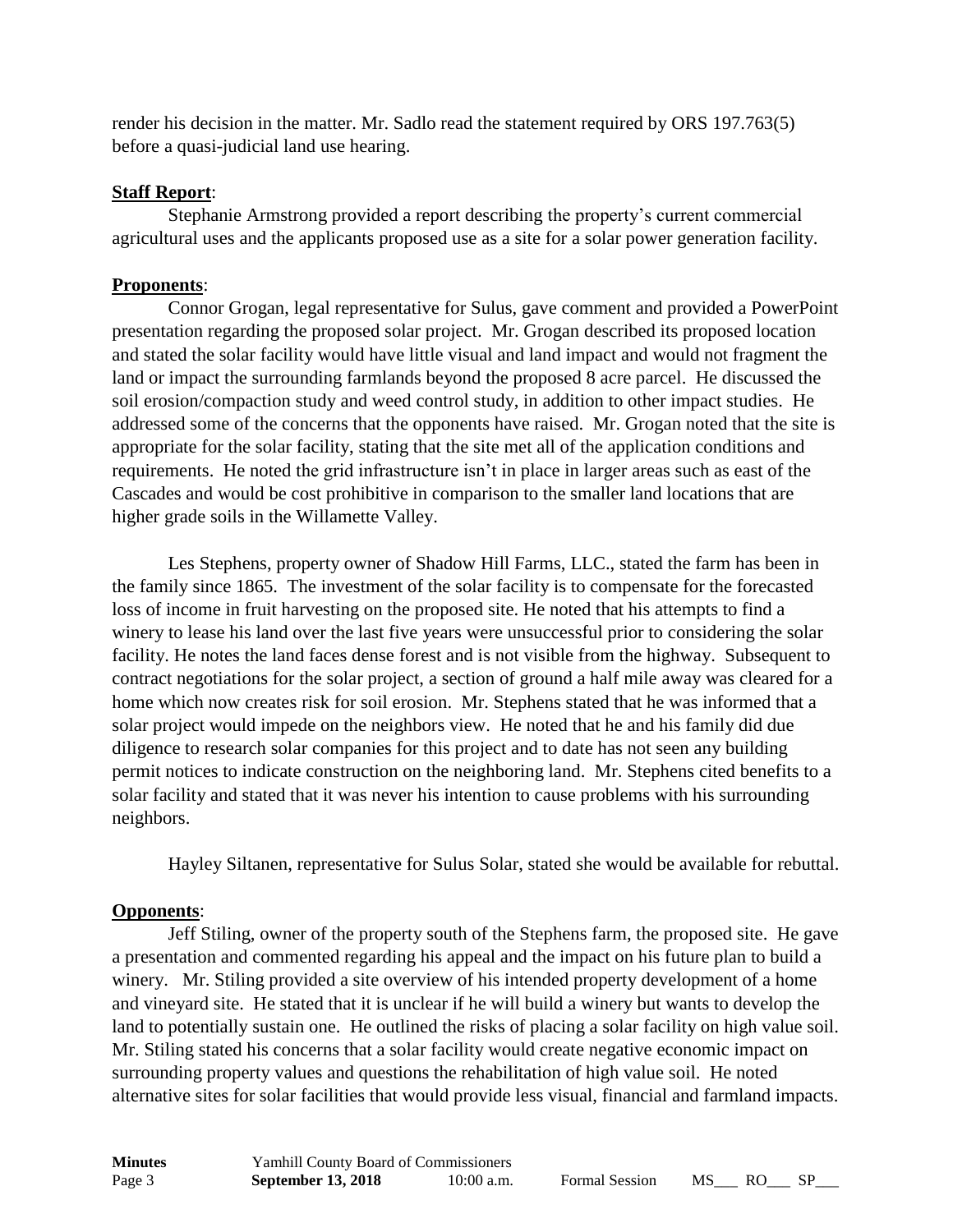render his decision in the matter. Mr. Sadlo read the statement required by ORS 197.763(5) before a quasi-judicial land use hearing.

**Staff Report**:

Stephanie Armstrong provided a report describing the property's current commercial agricultural uses and the applicants proposed use as a site for a solar power generation facility.

**Proponents**:

Connor Grogan, legal representative for Sulus, gave comment and provided a PowerPoint presentation regarding the proposed solar project. Mr. Grogan described its proposed location and stated the solar facility would have little visual and land impact and would not fragment the land or impact the surrounding farmlands beyond the proposed 8 acre parcel. He discussed the soil erosion/compaction study and weed control study, in addition to other impact studies. He addressed some of the concerns that the opponents have raised. Mr. Grogan noted that the site is appropriate for the solar facility, stating that the site met all of the application conditions and requirements. He noted the grid infrastructure isn't in place in larger areas such as east of the Cascades and would be cost prohibitive in comparison to the smaller land locations that are higher grade soils in the Willamette Valley.

Les Stephens, property owner of Shadow Hill Farms, LLC., stated the farm has been in the family since 1865. The investment of the solar facility is to compensate for the forecasted loss of income in fruit harvesting on the proposed site. He noted that his attempts to find a winery to lease his land over the last five years were unsuccessful prior to considering the solar facility. He notes the land faces dense forest and is not visible from the highway. Subsequent to contract negotiations for the solar project, a section of ground a half mile away was cleared for a home which now creates risk for soil erosion. Mr. Stephens stated that he was informed that a solar project would impede on the neighbors view. He noted that he and his family did due diligence to research solar companies for this project and to date has not seen any building permit notices to indicate construction on the neighboring land. Mr. Stephens cited benefits to a solar facility and stated that it was never his intention to cause problems with his surrounding neighbors.

Hayley Siltanen, representative for Sulus Solar, stated she would be available for rebuttal.

**Opponents**:

Jeff Stiling, owner of the property south of the Stephens farm, the proposed site. He gave a presentation and commented regarding his appeal and the impact on his future plan to build a winery. Mr. Stiling provided a site overview of his intended property development of a home and vineyard site. He stated that it is unclear if he will build a winery but wants to develop the land to potentially sustain one. He outlined the risks of placing a solar facility on high value soil. Mr. Stiling stated his concerns that a solar facility would create negative economic impact on surrounding property values and questions the rehabilitation of high value soil. He noted alternative sites for solar facilities that would provide less visual, financial and farmland impacts.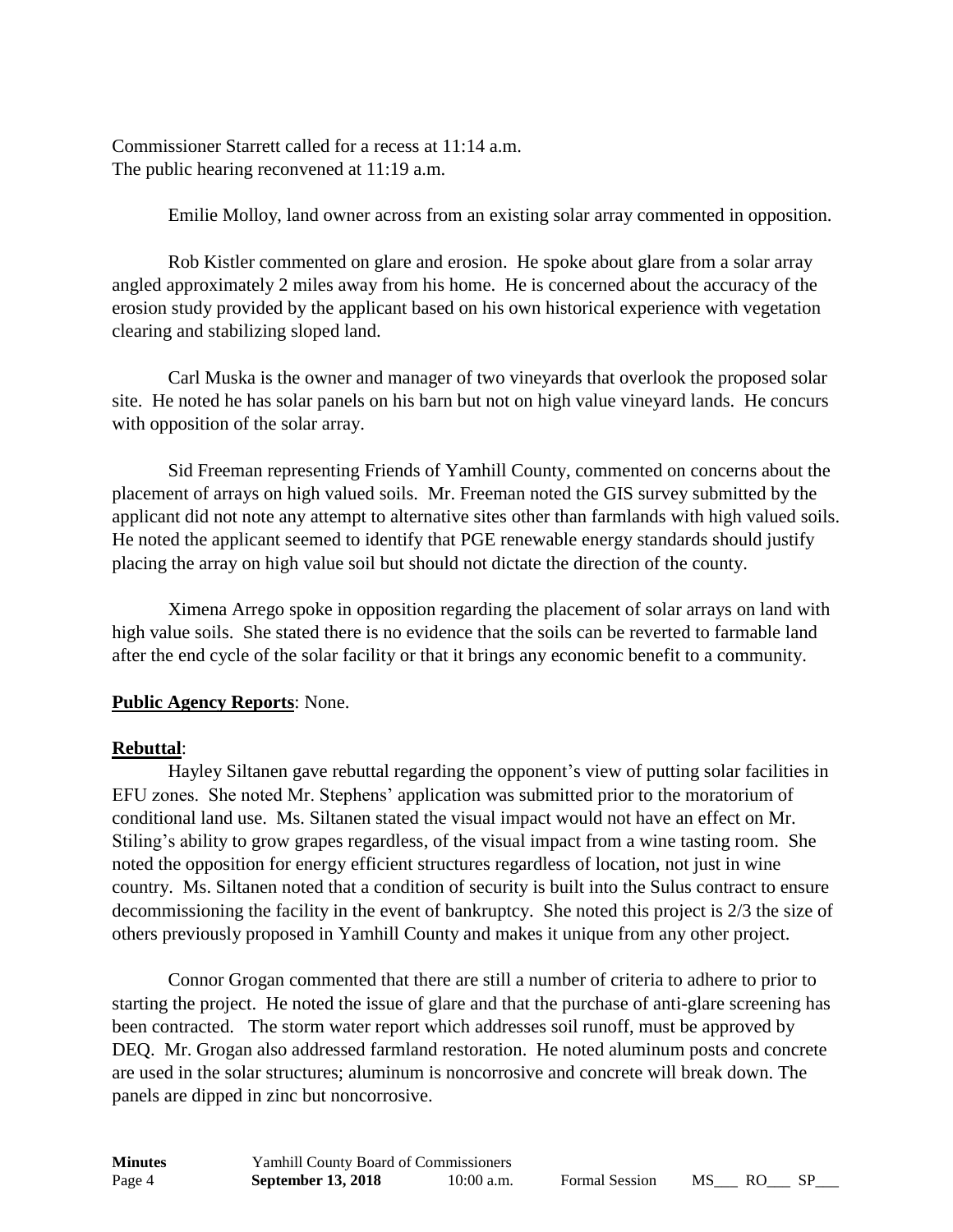Commissioner Starrett called for a recess at 11:14 a.m.
The public hearing reconvened at 11:19 a.m.

Emilie Molloy, land owner across from an existing solar array commented in opposition.

Rob Kistler commented on glare and erosion. He spoke about glare from a solar array angled approximately 2 miles away from his home. He is concerned about the accuracy of the erosion study provided by the applicant based on his own historical experience with vegetation clearing and stabilizing sloped land.

Carl Muska is the owner and manager of two vineyards that overlook the proposed solar site. He noted he has solar panels on his barn but not on high value vineyard lands. He concurs with opposition of the solar array.

Sid Freeman representing Friends of Yamhill County, commented on concerns about the placement of arrays on high valued soils. Mr. Freeman noted the GIS survey submitted by the applicant did not note any attempt to alternative sites other than farmlands with high valued soils. He noted the applicant seemed to identify that PGE renewable energy standards should justify placing the array on high value soil but should not dictate the direction of the county.

Ximena Arrego spoke in opposition regarding the placement of solar arrays on land with high value soils. She stated there is no evidence that the soils can be reverted to farmable land after the end cycle of the solar facility or that it brings any economic benefit to a community.

**Public Agency Reports**: None.

**Rebuttal**:

Hayley Siltanen gave rebuttal regarding the opponent's view of putting solar facilities in EFU zones. She noted Mr. Stephens' application was submitted prior to the moratorium of conditional land use. Ms. Siltanen stated the visual impact would not have an effect on Mr. Stiling's ability to grow grapes regardless, of the visual impact from a wine tasting room. She noted the opposition for energy efficient structures regardless of location, not just in wine country. Ms. Siltanen noted that a condition of security is built into the Sulus contract to ensure decommissioning the facility in the event of bankruptcy. She noted this project is 2/3 the size of others previously proposed in Yamhill County and makes it unique from any other project.

Connor Grogan commented that there are still a number of criteria to adhere to prior to starting the project. He noted the issue of glare and that the purchase of anti-glare screening has been contracted. The storm water report which addresses soil runoff, must be approved by DEQ. Mr. Grogan also addressed farmland restoration. He noted aluminum posts and concrete are used in the solar structures; aluminum is noncorrosive and concrete will break down. The panels are dipped in zinc but noncorrosive.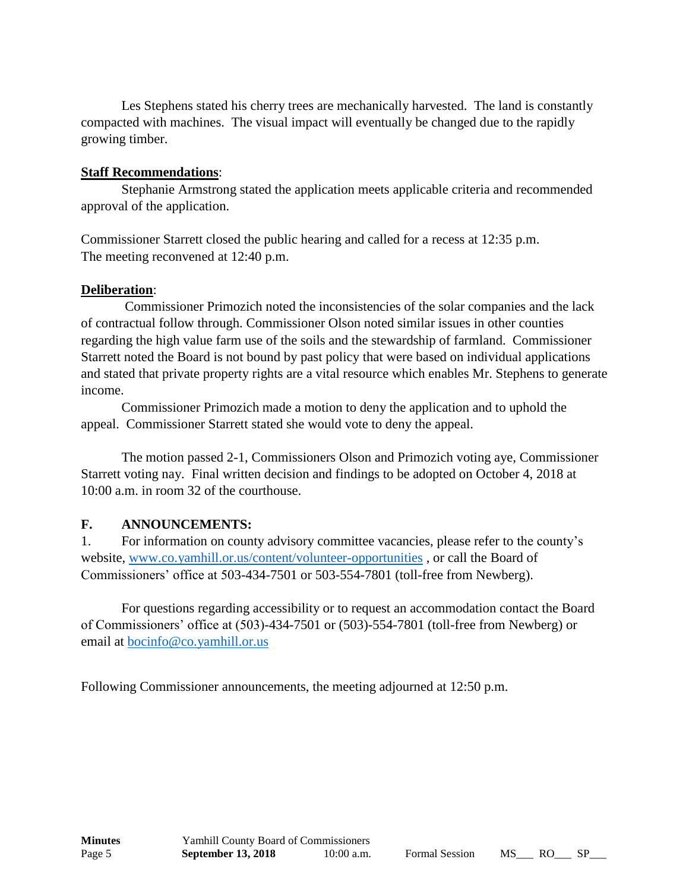Les Stephens stated his cherry trees are mechanically harvested. The land is constantly compacted with machines. The visual impact will eventually be changed due to the rapidly growing timber.

**Staff Recommendations**:

Stephanie Armstrong stated the application meets applicable criteria and recommended approval of the application.

Commissioner Starrett closed the public hearing and called for a recess at 12:35 p.m.
The meeting reconvened at 12:40 p.m.

**Deliberation**:

Commissioner Primozich noted the inconsistencies of the solar companies and the lack of contractual follow through. Commissioner Olson noted similar issues in other counties regarding the high value farm use of the soils and the stewardship of farmland. Commissioner Starrett noted the Board is not bound by past policy that were based on individual applications and stated that private property rights are a vital resource which enables Mr. Stephens to generate income.

Commissioner Primozich made a motion to deny the application and to uphold the appeal. Commissioner Starrett stated she would vote to deny the appeal.

The motion passed 2-1, Commissioners Olson and Primozich voting aye, Commissioner Starrett voting nay. Final written decision and findings to be adopted on October 4, 2018 at 10:00 a.m. in room 32 of the courthouse.

## F. ANNOUNCEMENTS:

1. For information on county advisory committee vacancies, please refer to the county's website, www.co.yamhill.or.us/content/volunteer-opportunities , or call the Board of Commissioners' office at 503-434-7501 or 503-554-7801 (toll-free from Newberg).

For questions regarding accessibility or to request an accommodation contact the Board of Commissioners' office at (503)-434-7501 or (503)-554-7801 (toll-free from Newberg) or email at bocinfo@co.yamhill.or.us

Following Commissioner announcements, the meeting adjourned at 12:50 p.m.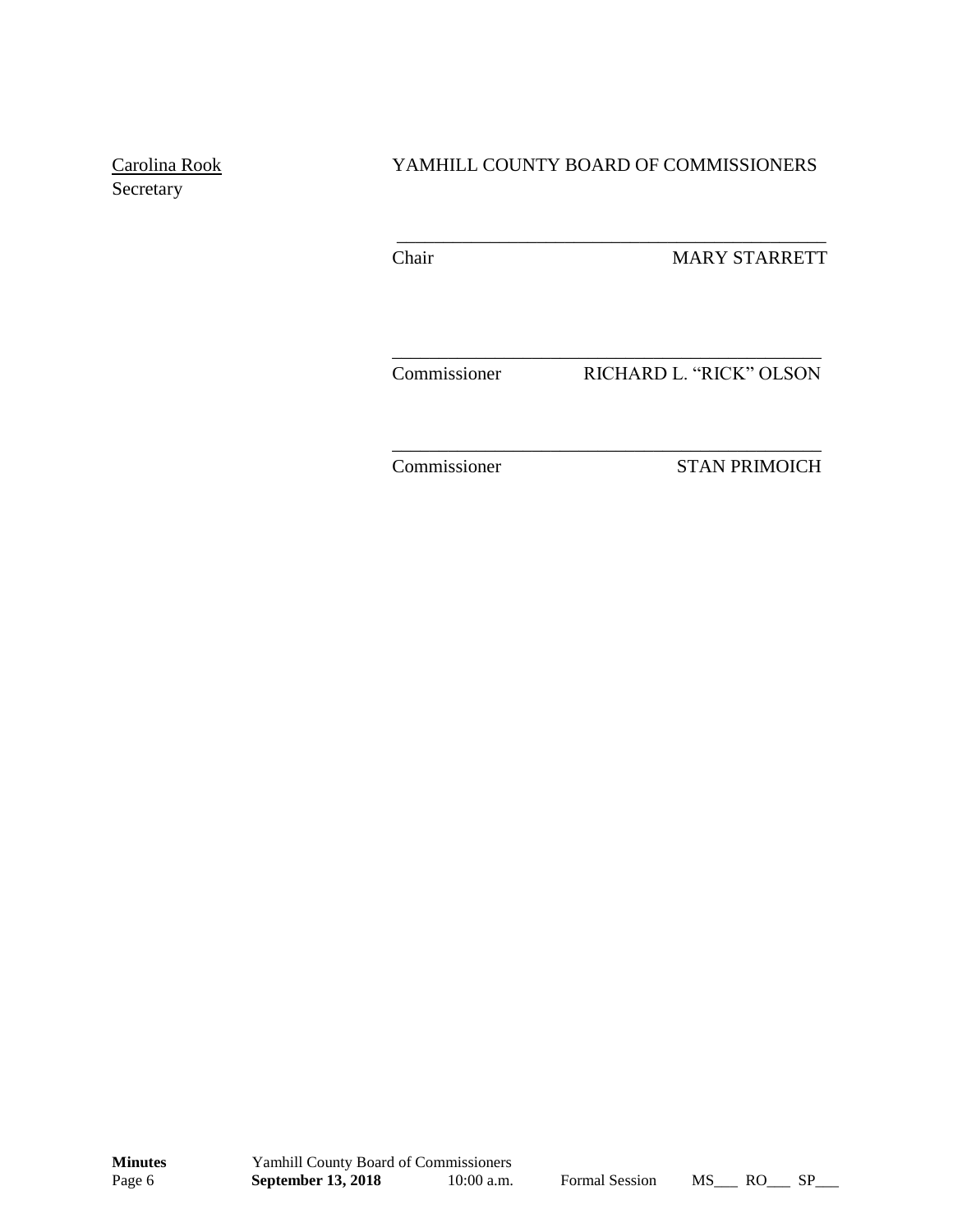Carolina Rook
Secretary

YAMHILL COUNTY BOARD OF COMMISSIONERS

\_\_\_\_\_\_\_\_\_\_\_\_\_\_\_\_\_\_\_\_\_\_\_\_\_\_\_\_\_\_\_\_\_\_\_\_\_\_\_\_\_\_\_\_

Chair MARY STARRETT

\_\_\_\_\_\_\_\_\_\_\_\_\_\_\_\_\_\_\_\_\_\_\_\_\_\_\_\_\_\_\_\_\_\_\_\_\_\_\_\_\_\_\_\_

Commissioner RICHARD L. "RICK" OLSON

\_\_\_\_\_\_\_\_\_\_\_\_\_\_\_\_\_\_\_\_\_\_\_\_\_\_\_\_\_\_\_\_\_\_\_\_\_\_\_\_\_\_\_\_

Commissioner STAN PRIMOICH